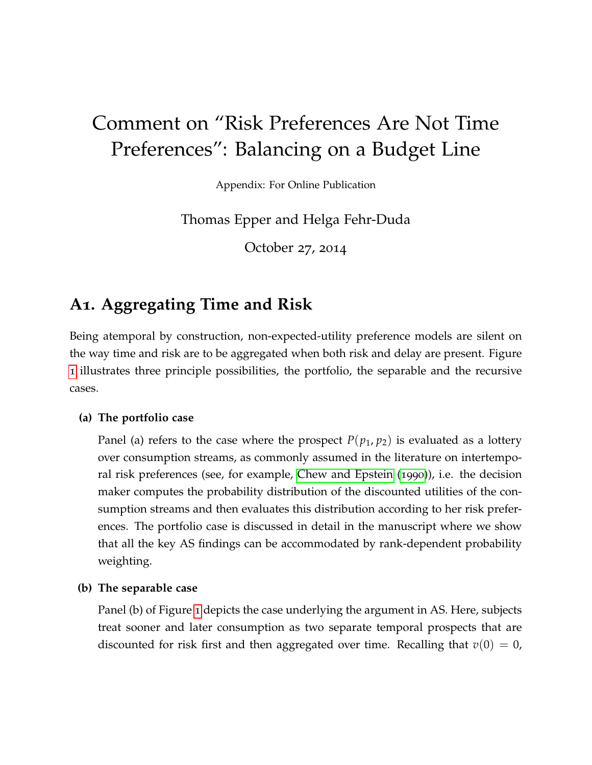# Comment on "Risk Preferences Are Not Time Preferences": Balancing on a Budget Line

Appendix: For Online Publication

Thomas Epper and Helga Fehr-Duda

October 27, 2014

## A1. Aggregating Time and Risk

Being atemporal by construction, non-expected-utility preference models are silent on the way time and risk are to be aggregated when both risk and delay are present. Figure 1 illustrates three principle possibilities, the portfolio, the separable and the recursive cases.

**(a) The portfolio case**

Panel (a) refers to the case where the prospect $P(p_1, p_2)$ is evaluated as a lottery over consumption streams, as commonly assumed in the literature on intertemporal risk preferences (see, for example, Chew and Epstein (1990)), i.e. the decision maker computes the probability distribution of the discounted utilities of the consumption streams and then evaluates this distribution according to her risk preferences. The portfolio case is discussed in detail in the manuscript where we show that all the key AS findings can be accommodated by rank-dependent probability weighting.

**(b) The separable case**

Panel (b) of Figure 1 depicts the case underlying the argument in AS. Here, subjects treat sooner and later consumption as two separate temporal prospects that are discounted for risk first and then aggregated over time. Recalling that $v(0) = 0$,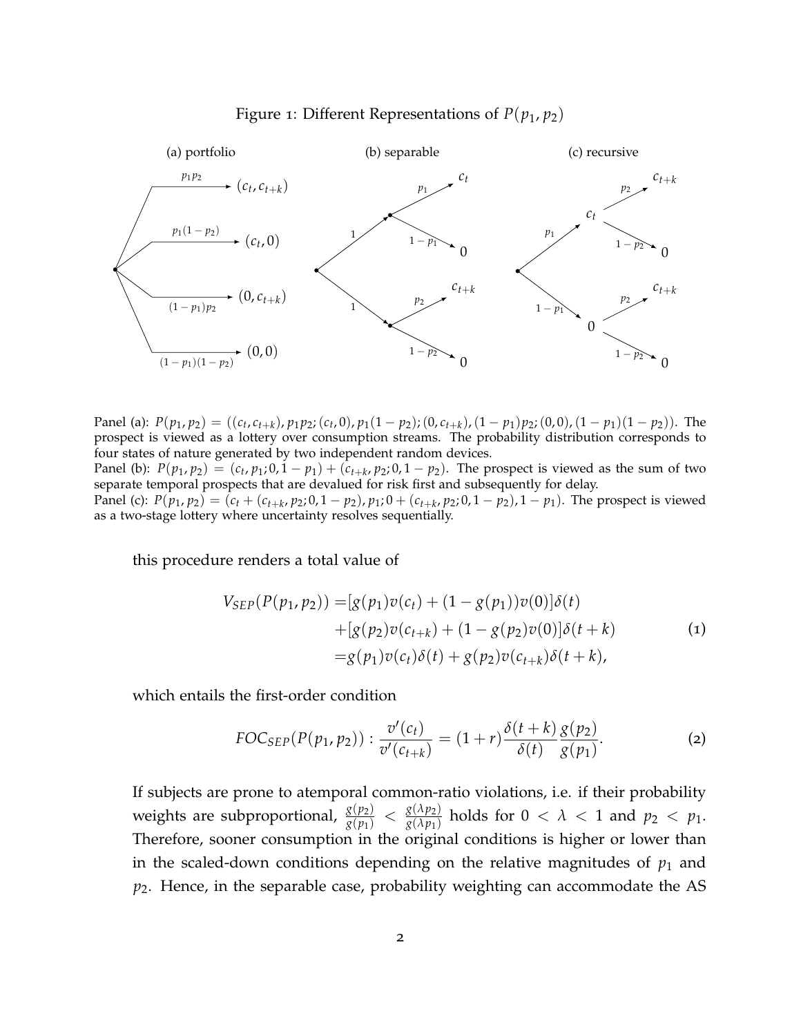Figure 1: Different Representations of $P(p_1, p_2)$

(a) portfolio (b) separable (c) recursive

Panel (a): $P(p_1, p_2) = ((c_t, c_{t+k}), p_1p_2; (c_t, 0), p_1(1-p_2); (0, c_{t+k}), (1-p_1)p_2; (0,0), (1-p_1)(1-p_2))$. The prospect is viewed as a lottery over consumption streams. The probability distribution corresponds to four states of nature generated by two independent random devices.
Panel (b): $P(p_1, p_2) = (c_t, p_1; 0, 1-p_1) + (c_{t+k}, p_2; 0, 1-p_2)$. The prospect is viewed as the sum of two separate temporal prospects that are devalued for risk first and subsequently for delay.
Panel (c): $P(p_1, p_2) = (c_t + (c_{t+k}, p_2; 0, 1-p_2), p_1; 0 + (c_{t+k}, p_2; 0, 1-p_2), 1-p_1)$. The prospect is viewed as a two-stage lottery where uncertainty resolves sequentially.

this procedure renders a total value of

$$
\begin{aligned}
V_{SEP}(P(p_1, p_2)) =& [g(p_1)v(c_t) + (1 - g(p_1))v(0)]\delta(t) \\
&+ [g(p_2)v(c_{t+k}) + (1 - g(p_2)v(0)]\delta(t+k) \\
=& g(p_1)v(c_t)\delta(t) + g(p_2)v(c_{t+k})\delta(t+k),
\end{aligned} \tag{1}
$$

which entails the first-order condition

$$
FOC_{SEP}(P(p_1, p_2)) : \frac{v'(c_t)}{v'(c_{t+k})} = (1+r)\frac{\delta(t+k)}{\delta(t)}\frac{g(p_2)}{g(p_1)}. \tag{2}
$$

If subjects are prone to atemporal common-ratio violations, i.e. if their probability weights are subproportional, $\frac{g(p_2)}{g(p_1)} < \frac{g(\lambda p_2)}{g(\lambda p_1)}$ holds for $0 < \lambda < 1$ and $p_2 < p_1$. Therefore, sooner consumption in the original conditions is higher or lower than in the scaled-down conditions depending on the relative magnitudes of $p_1$ and $p_2$. Hence, in the separable case, probability weighting can accommodate the AS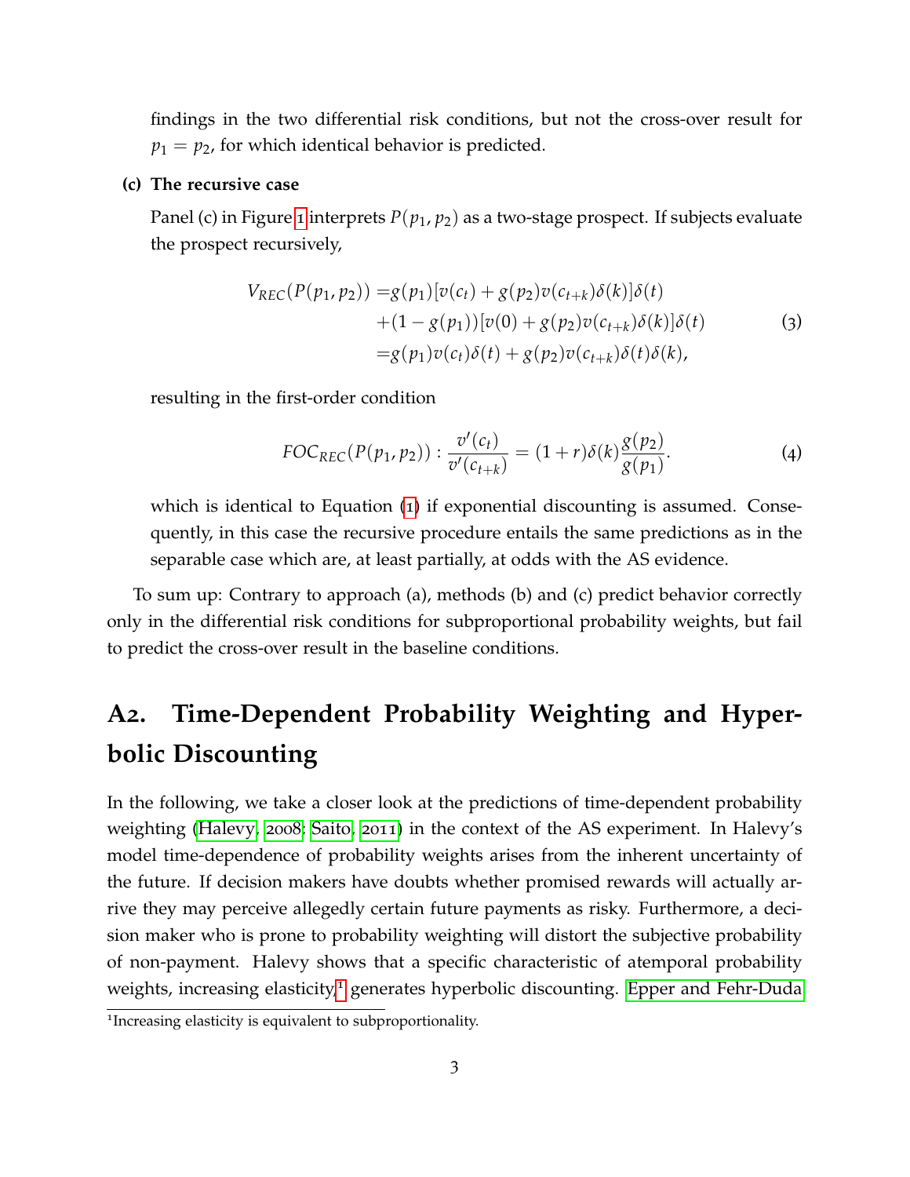findings in the two differential risk conditions, but not the cross-over result for $p_1 = p_2$, for which identical behavior is predicted.

**(c) The recursive case**

Panel (c) in Figure 1 interprets $P(p_1, p_2)$ as a two-stage prospect. If subjects evaluate the prospect recursively,

$$
\begin{aligned}
V_{REC}(P(p_1, p_2)) =& g(p_1)[v(c_t) + g(p_2)v(c_{t+k})\delta(k)]\delta(t) \\
&+ (1 - g(p_1))[v(0) + g(p_2)v(c_{t+k})\delta(k)]\delta(t) \\
=& g(p_1)v(c_t)\delta(t) + g(p_2)v(c_{t+k})\delta(t)\delta(k),
\end{aligned}
\tag{3}
$$

resulting in the first-order condition

$$
FOC_{REC}(P(p_1, p_2)) : \frac{v'(c_t)}{v'(c_{t+k})} = (1 + r)\delta(k)\frac{g(p_2)}{g(p_1)}.
\tag{4}
$$

which is identical to Equation (1) if exponential discounting is assumed. Consequently, in this case the recursive procedure entails the same predictions as in the separable case which are, at least partially, at odds with the AS evidence.

To sum up: Contrary to approach (a), methods (b) and (c) predict behavior correctly only in the differential risk conditions for subproportional probability weights, but fail to predict the cross-over result in the baseline conditions.

## A2. Time-Dependent Probability Weighting and Hyperbolic Discounting

In the following, we take a closer look at the predictions of time-dependent probability weighting (Halevy, 2008; Saito, 2011) in the context of the AS experiment. In Halevy's model time-dependence of probability weights arises from the inherent uncertainty of the future. If decision makers have doubts whether promised rewards will actually arrive they may perceive allegedly certain future payments as risky. Furthermore, a decision maker who is prone to probability weighting will distort the subjective probability of non-payment. Halevy shows that a specific characteristic of atemporal probability weights, increasing elasticity,[1] generates hyperbolic discounting. Epper and Fehr-Duda

[1] Increasing elasticity is equivalent to subproportionality.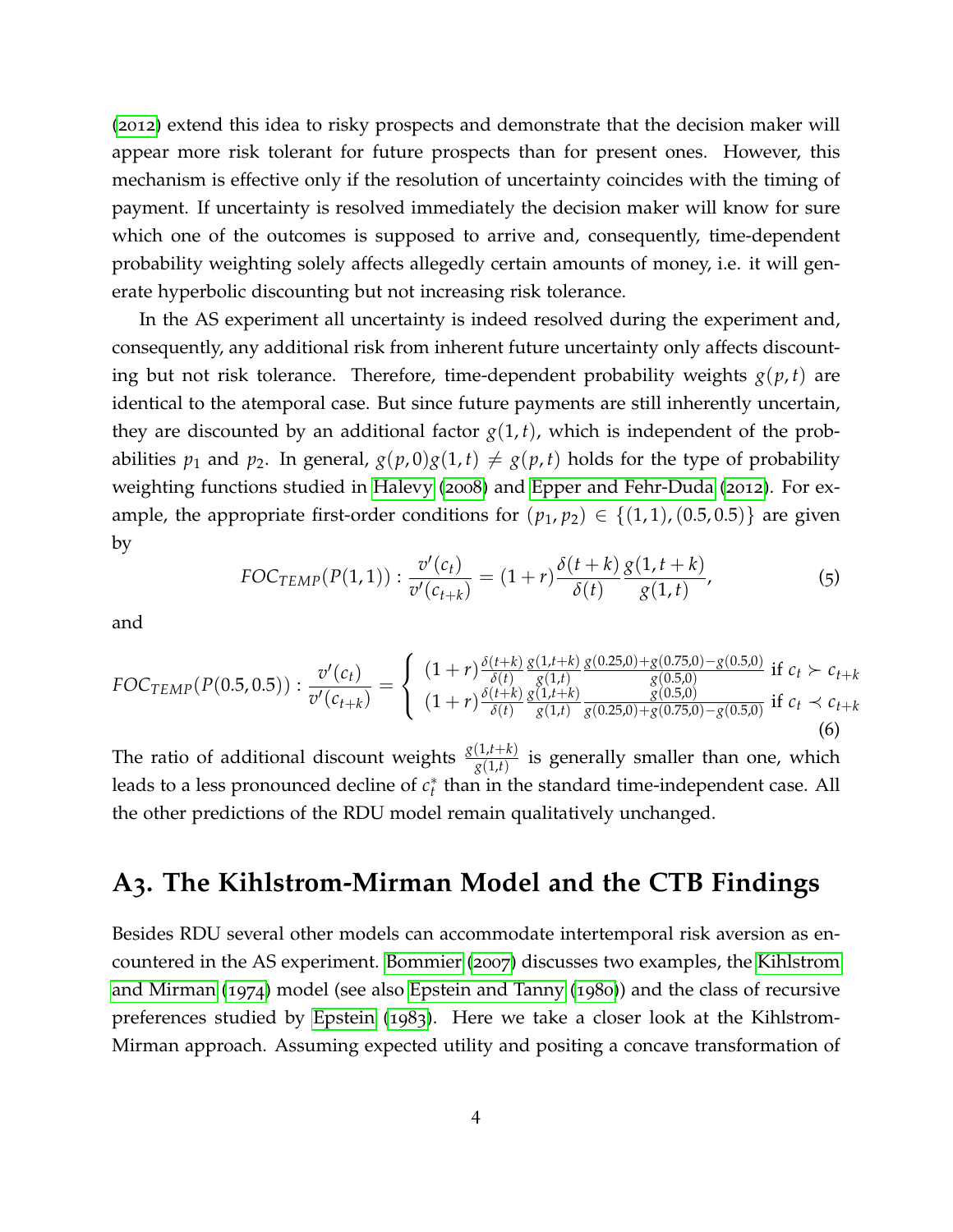(2012) extend this idea to risky prospects and demonstrate that the decision maker will appear more risk tolerant for future prospects than for present ones. However, this mechanism is effective only if the resolution of uncertainty coincides with the timing of payment. If uncertainty is resolved immediately the decision maker will know for sure which one of the outcomes is supposed to arrive and, consequently, time-dependent probability weighting solely affects allegedly certain amounts of money, i.e. it will generate hyperbolic discounting but not increasing risk tolerance.

In the AS experiment all uncertainty is indeed resolved during the experiment and, consequently, any additional risk from inherent future uncertainty only affects discounting but not risk tolerance. Therefore, time-dependent probability weights $g(p,t)$ are identical to the atemporal case. But since future payments are still inherently uncertain, they are discounted by an additional factor $g(1,t)$, which is independent of the probabilities $p_1$ and $p_2$. In general, $g(p,0)g(1,t) \neq g(p,t)$ holds for the type of probability weighting functions studied in Halevy (2008) and Epper and Fehr-Duda (2012). For example, the appropriate first-order conditions for $(p_1, p_2) \in \{(1,1), (0.5, 0.5)\}$ are given by

$$FOC_{TEMP}(P(1,1)) : \frac{v'(c_t)}{v'(c_{t+k})} = (1+r)\frac{\delta(t+k)}{\delta(t)}\frac{g(1,t+k)}{g(1,t)}, \tag{5}$$

and

$$FOC_{TEMP}(P(0.5,0.5)) : \frac{v'(c_t)}{v'(c_{t+k})} = \begin{cases} (1+r)\frac{\delta(t+k)}{\delta(t)}\frac{g(1,t+k)}{g(1,t)}\frac{g(0.25,0)+g(0.75,0)-g(0.5,0)}{g(0.5,0)} & \text{if } c_t \succ c_{t+k} \\ (1+r)\frac{\delta(t+k)}{\delta(t)}\frac{g(1,t+k)}{g(1,t)}\frac{g(0.5,0)}{g(0.25,0)+g(0.75,0)-g(0.5,0)} & \text{if } c_t \prec c_{t+k} \end{cases} \tag{6}$$

The ratio of additional discount weights $\frac{g(1,t+k)}{g(1,t)}$ is generally smaller than one, which leads to a less pronounced decline of $c_t^*$ than in the standard time-independent case. All the other predictions of the RDU model remain qualitatively unchanged.

## A3. The Kihlstrom-Mirman Model and the CTB Findings

Besides RDU several other models can accommodate intertemporal risk aversion as encountered in the AS experiment. Bommier (2007) discusses two examples, the Kihlstrom and Mirman (1974) model (see also Epstein and Tanny (1980)) and the class of recursive preferences studied by Epstein (1983). Here we take a closer look at the Kihlstrom-Mirman approach. Assuming expected utility and positing a concave transformation of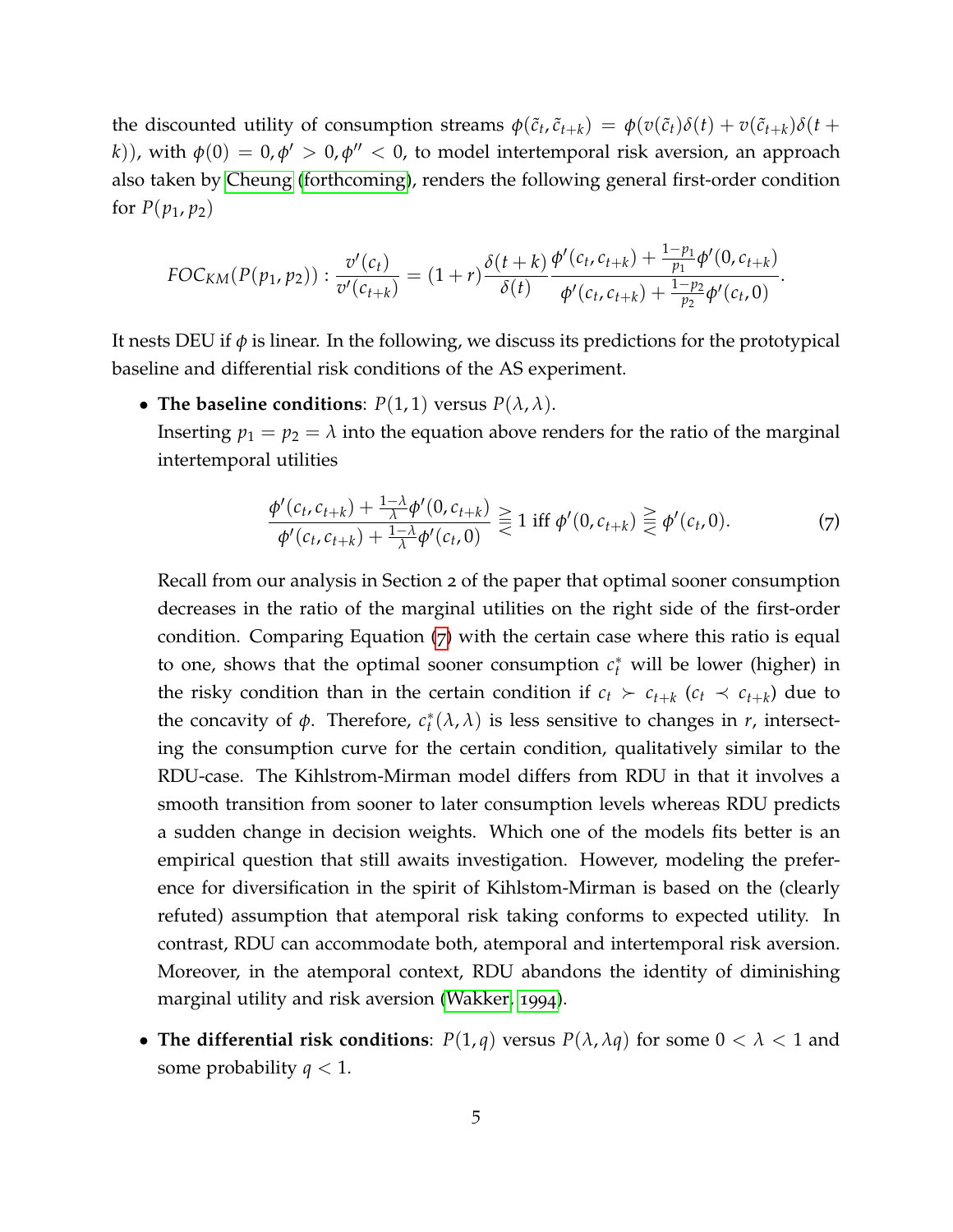the discounted utility of consumption streams $\phi(\tilde{c}_t, \tilde{c}_{t+k}) = \phi(v(\tilde{c}_t)\delta(t) + v(\tilde{c}_{t+k})\delta(t+k))$, with $\phi(0) = 0, \phi' > 0, \phi'' < 0$, to model intertemporal risk aversion, an approach also taken by Cheung (forthcoming), renders the following general first-order condition for $P(p_1, p_2)$

$$FOC_{KM}(P(p_1, p_2)) : \frac{v'(c_t)}{v'(c_{t+k})} = (1+r)\frac{\delta(t+k)}{\delta(t)} \frac{\phi'(c_t, c_{t+k}) + \frac{1-p_1}{p_1}\phi'(0, c_{t+k})}{\phi'(c_t, c_{t+k}) + \frac{1-p_2}{p_2}\phi'(c_t, 0)}.$$

It nests DEU if $\phi$ is linear. In the following, we discuss its predictions for the prototypical baseline and differential risk conditions of the AS experiment.

- **The baseline conditions**: $P(1, 1)$ versus $P(\lambda, \lambda)$.
  Inserting $p_1 = p_2 = \lambda$ into the equation above renders for the ratio of the marginal intertemporal utilities

  $$\frac{\phi'(c_t, c_{t+k}) + \frac{1-\lambda}{\lambda}\phi'(0, c_{t+k})}{\phi'(c_t, c_{t+k}) + \frac{1-\lambda}{\lambda}\phi'(c_t, 0)} \gtreqless 1 \text{ iff } \phi'(0, c_{t+k}) \gtreqless \phi'(c_t, 0). \tag{7}$$

  Recall from our analysis in Section 2 of the paper that optimal sooner consumption decreases in the ratio of the marginal utilities on the right side of the first-order condition. Comparing Equation (7) with the certain case where this ratio is equal to one, shows that the optimal sooner consumption $c_t^*$ will be lower (higher) in the risky condition than in the certain condition if $c_t \succ c_{t+k}$ ($c_t \prec c_{t+k}$) due to the concavity of $\phi$. Therefore, $c_t^*(\lambda, \lambda)$ is less sensitive to changes in $r$, intersecting the consumption curve for the certain condition, qualitatively similar to the RDU-case. The Kihlstrom-Mirman model differs from RDU in that it involves a smooth transition from sooner to later consumption levels whereas RDU predicts a sudden change in decision weights. Which one of the models fits better is an empirical question that still awaits investigation. However, modeling the preference for diversification in the spirit of Kihlstom-Mirman is based on the (clearly refuted) assumption that atemporal risk taking conforms to expected utility. In contrast, RDU can accommodate both, atemporal and intertemporal risk aversion. Moreover, in the atemporal context, RDU abandons the identity of diminishing marginal utility and risk aversion (Wakker, 1994).

- **The differential risk conditions**: $P(1, q)$ versus $P(\lambda, \lambda q)$ for some $0 < \lambda < 1$ and some probability $q < 1$.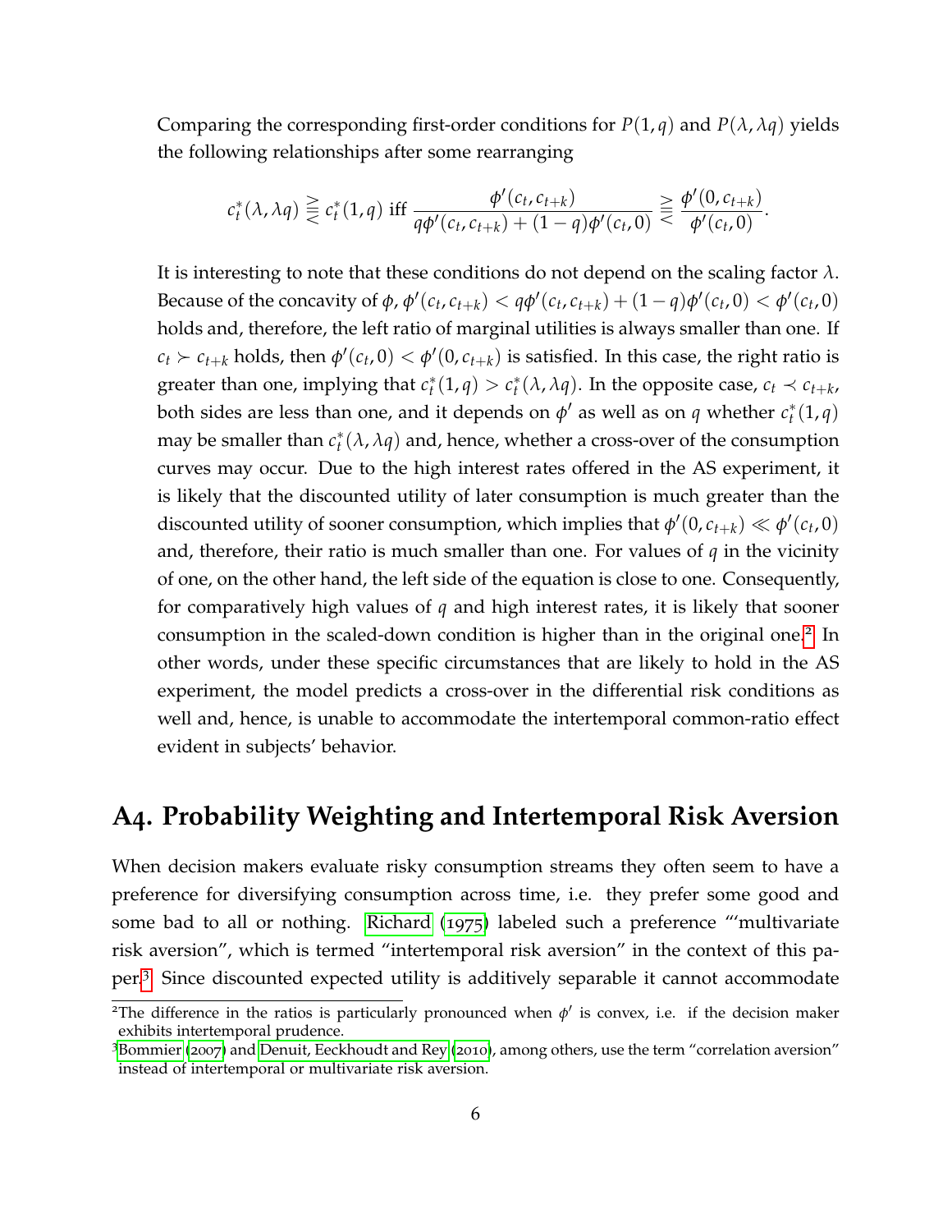Comparing the corresponding first-order conditions for $P(1, q)$ and $P(\lambda, \lambda q)$ yields the following relationships after some rearranging

$$c_t^*(\lambda, \lambda q) \gtreqqless c_t^*(1, q) \text{ iff } \frac{\phi'(c_t, c_{t+k})}{q\phi'(c_t, c_{t+k}) + (1-q)\phi'(c_t, 0)} \gtreqqless \frac{\phi'(0, c_{t+k})}{\phi'(c_t, 0)}.$$

It is interesting to note that these conditions do not depend on the scaling factor $\lambda$. Because of the concavity of $\phi$, $\phi'(c_t, c_{t+k}) < q\phi'(c_t, c_{t+k}) + (1-q)\phi'(c_t, 0) < \phi'(c_t, 0)$ holds and, therefore, the left ratio of marginal utilities is always smaller than one. If $c_t \succ c_{t+k}$ holds, then $\phi'(c_t, 0) < \phi'(0, c_{t+k})$ is satisfied. In this case, the right ratio is greater than one, implying that $c_t^*(1, q) > c_t^*(\lambda, \lambda q)$. In the opposite case, $c_t \prec c_{t+k}$, both sides are less than one, and it depends on $\phi'$ as well as on $q$ whether $c_t^*(1, q)$ may be smaller than $c_t^*(\lambda, \lambda q)$ and, hence, whether a cross-over of the consumption curves may occur. Due to the high interest rates offered in the AS experiment, it is likely that the discounted utility of later consumption is much greater than the discounted utility of sooner consumption, which implies that $\phi'(0, c_{t+k}) \ll \phi'(c_t, 0)$ and, therefore, their ratio is much smaller than one. For values of $q$ in the vicinity of one, on the other hand, the left side of the equation is close to one. Consequently, for comparatively high values of $q$ and high interest rates, it is likely that sooner consumption in the scaled-down condition is higher than in the original one.[2] In other words, under these specific circumstances that are likely to hold in the AS experiment, the model predicts a cross-over in the differential risk conditions as well and, hence, is unable to accommodate the intertemporal common-ratio effect evident in subjects' behavior.

## A4. Probability Weighting and Intertemporal Risk Aversion

When decision makers evaluate risky consumption streams they often seem to have a preference for diversifying consumption across time, i.e. they prefer some good and some bad to all or nothing. Richard (1975) labeled such a preference "'multivariate risk aversion", which is termed "intertemporal risk aversion" in the context of this paper.[3] Since discounted expected utility is additively separable it cannot accommodate

[2] The difference in the ratios is particularly pronounced when $\phi'$ is convex, i.e. if the decision maker exhibits intertemporal prudence.

[3] Bommier (2007) and Denuit, Eeckhoudt and Rey (2010), among others, use the term "correlation aversion" instead of intertemporal or multivariate risk aversion.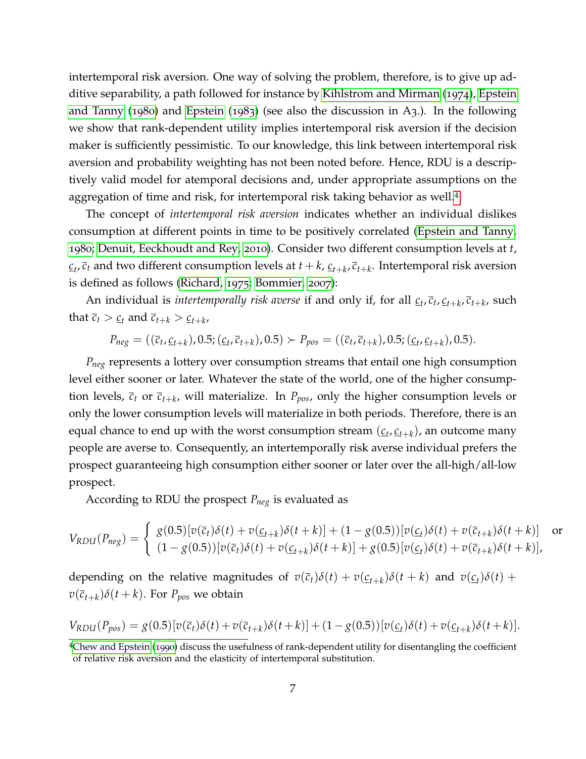intertemporal risk aversion. One way of solving the problem, therefore, is to give up additive separability, a path followed for instance by Kihlstrom and Mirman (1974), Epstein and Tanny (1980) and Epstein (1983) (see also the discussion in A3.). In the following we show that rank-dependent utility implies intertemporal risk aversion if the decision maker is sufficiently pessimistic. To our knowledge, this link between intertemporal risk aversion and probability weighting has not been noted before. Hence, RDU is a descriptively valid model for atemporal decisions and, under appropriate assumptions on the aggregation of time and risk, for intertemporal risk taking behavior as well.[4]

The concept of *intertemporal risk aversion* indicates whether an individual dislikes consumption at different points in time to be positively correlated (Epstein and Tanny, 1980; Denuit, Eeckhoudt and Rey, 2010). Consider two different consumption levels at $t$, $\underline{c}_t, \overline{c}_t$ and two different consumption levels at $t+k$, $\underline{c}_{t+k}, \overline{c}_{t+k}$. Intertemporal risk aversion is defined as follows (Richard, 1975; Bommier, 2007):

An individual is *intertemporally risk averse* if and only if, for all $\underline{c}_t, \overline{c}_t, \underline{c}_{t+k}, \overline{c}_{t+k}$, such that $\overline{c}_t > \underline{c}_t$ and $\overline{c}_{t+k} > \underline{c}_{t+k}$,

$$P_{neg} = ((\overline{c}_t, \underline{c}_{t+k}), 0.5; (\underline{c}_t, \overline{c}_{t+k}), 0.5) \succ P_{pos} = ((\overline{c}_t, \overline{c}_{t+k}), 0.5; (\underline{c}_t, \underline{c}_{t+k}), 0.5).$$

$P_{neg}$ represents a lottery over consumption streams that entail one high consumption level either sooner or later. Whatever the state of the world, one of the higher consumption levels, $\overline{c}_t$ or $\overline{c}_{t+k}$, will materialize. In $P_{pos}$, only the higher consumption levels or only the lower consumption levels will materialize in both periods. Therefore, there is an equal chance to end up with the worst consumption stream $(\underline{c}_t, \underline{c}_{t+k})$, an outcome many people are averse to. Consequently, an intertemporally risk averse individual prefers the prospect guaranteeing high consumption either sooner or later over the all-high/all-low prospect.

According to RDU the prospect $P_{neg}$ is evaluated as

$$V_{RDU}(P_{neg}) = \begin{cases} g(0.5)[v(\overline{c}_t)\delta(t) + v(\underline{c}_{t+k})\delta(t+k)] + (1-g(0.5))[v(\underline{c}_t)\delta(t) + v(\overline{c}_{t+k})\delta(t+k)] & \text{or} \\ (1-g(0.5))[v(\overline{c}_t)\delta(t) + v(\underline{c}_{t+k})\delta(t+k)] + g(0.5)[v(\underline{c}_t)\delta(t) + v(\overline{c}_{t+k})\delta(t+k)], & \end{cases}$$

depending on the relative magnitudes of $v(\overline{c}_t)\delta(t) + v(\underline{c}_{t+k})\delta(t+k)$ and $v(\underline{c}_t)\delta(t) + v(\overline{c}_{t+k})\delta(t+k)$. For $P_{pos}$ we obtain

$$V_{RDU}(P_{pos}) = g(0.5)[v(\overline{c}_t)\delta(t) + v(\overline{c}_{t+k})\delta(t+k)] + (1-g(0.5))[v(\underline{c}_t)\delta(t) + v(\underline{c}_{t+k})\delta(t+k)].$$

[4] Chew and Epstein (1990) discuss the usefulness of rank-dependent utility for disentangling the coefficient of relative risk aversion and the elasticity of intertemporal substitution.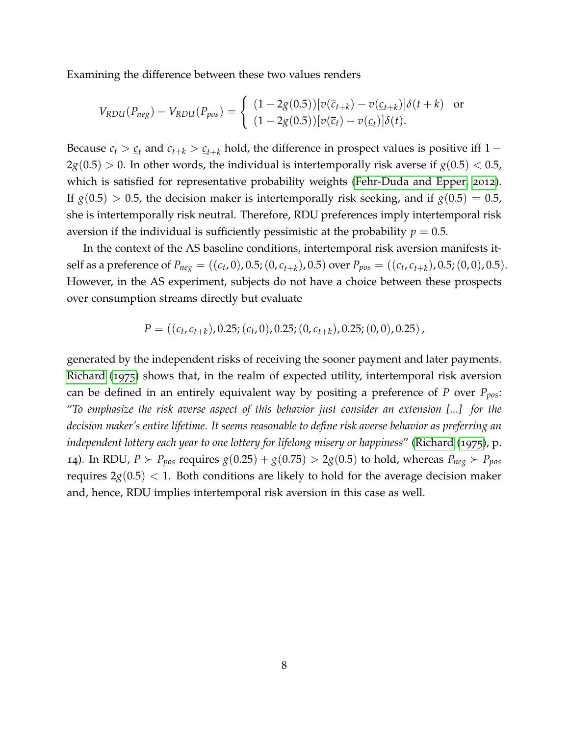Examining the difference between these two values renders

$$V_{RDU}(P_{neg}) - V_{RDU}(P_{pos}) = \begin{cases} (1 - 2g(0.5))[v(\bar{c}_{t+k}) - v(\underline{c}_{t+k})]\delta(t+k) & \text{or} \\ (1 - 2g(0.5))[v(\bar{c}_t) - v(\underline{c}_t)]\delta(t). \end{cases}$$

Because $\bar{c}_t > \underline{c}_t$ and $\bar{c}_{t+k} > \underline{c}_{t+k}$ hold, the difference in prospect values is positive iff $1 - 2g(0.5) > 0$. In other words, the individual is intertemporally risk averse if $g(0.5) < 0.5$, which is satisfied for representative probability weights (Fehr-Duda and Epper, 2012). If $g(0.5) > 0.5$, the decision maker is intertemporally risk seeking, and if $g(0.5) = 0.5$, she is intertemporally risk neutral. Therefore, RDU preferences imply intertemporal risk aversion if the individual is sufficiently pessimistic at the probability $p = 0.5$.

In the context of the AS baseline conditions, intertemporal risk aversion manifests itself as a preference of $P_{neg} = ((c_t, 0), 0.5; (0, c_{t+k}), 0.5)$ over $P_{pos} = ((c_t, c_{t+k}), 0.5; (0, 0), 0.5)$. However, in the AS experiment, subjects do not have a choice between these prospects over consumption streams directly but evaluate

$$P = ((c_t, c_{t+k}), 0.25; (c_t, 0), 0.25; (0, c_{t+k}), 0.25; (0, 0), 0.25)\,,$$

generated by the independent risks of receiving the sooner payment and later payments. Richard (1975) shows that, in the realm of expected utility, intertemporal risk aversion can be defined in an entirely equivalent way by positing a preference of $P$ over $P_{pos}$: "*To emphasize the risk averse aspect of this behavior just consider an extension [...] for the decision maker's entire lifetime. It seems reasonable to define risk averse behavior as preferring an independent lottery each year to one lottery for lifelong misery or happiness*" (Richard (1975), p. 14). In RDU, $P \succ P_{pos}$ requires $g(0.25) + g(0.75) > 2g(0.5)$ to hold, whereas $P_{neg} \succ P_{pos}$ requires $2g(0.5) < 1$. Both conditions are likely to hold for the average decision maker and, hence, RDU implies intertemporal risk aversion in this case as well.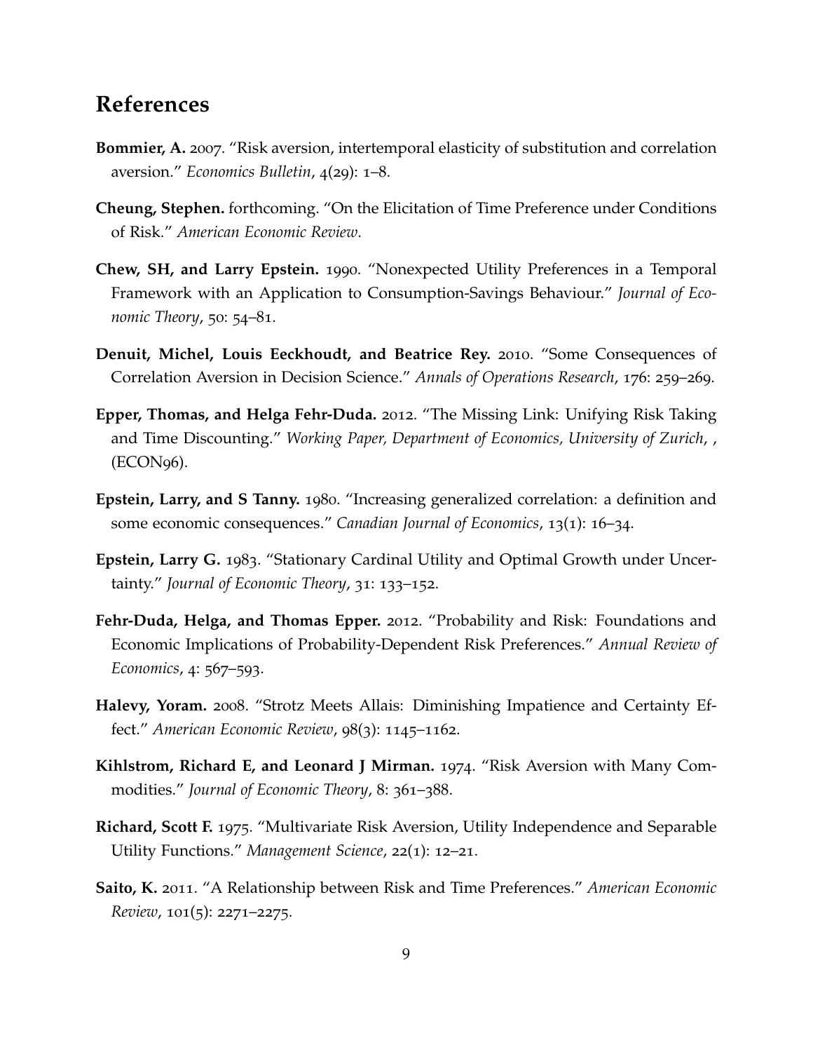## References

**Bommier, A.** 2007. "Risk aversion, intertemporal elasticity of substitution and correlation aversion." *Economics Bulletin*, 4(29): 1–8.

**Cheung, Stephen.** forthcoming. "On the Elicitation of Time Preference under Conditions of Risk." *American Economic Review*.

**Chew, SH, and Larry Epstein.** 1990. "Nonexpected Utility Preferences in a Temporal Framework with an Application to Consumption-Savings Behaviour." *Journal of Economic Theory*, 50: 54–81.

**Denuit, Michel, Louis Eeckhoudt, and Beatrice Rey.** 2010. "Some Consequences of Correlation Aversion in Decision Science." *Annals of Operations Research*, 176: 259–269.

**Epper, Thomas, and Helga Fehr-Duda.** 2012. "The Missing Link: Unifying Risk Taking and Time Discounting." *Working Paper, Department of Economics, University of Zurich*, , (ECON96).

**Epstein, Larry, and S Tanny.** 1980. "Increasing generalized correlation: a definition and some economic consequences." *Canadian Journal of Economics*, 13(1): 16–34.

**Epstein, Larry G.** 1983. "Stationary Cardinal Utility and Optimal Growth under Uncertainty." *Journal of Economic Theory*, 31: 133–152.

**Fehr-Duda, Helga, and Thomas Epper.** 2012. "Probability and Risk: Foundations and Economic Implications of Probability-Dependent Risk Preferences." *Annual Review of Economics*, 4: 567–593.

**Halevy, Yoram.** 2008. "Strotz Meets Allais: Diminishing Impatience and Certainty Effect." *American Economic Review*, 98(3): 1145–1162.

**Kihlstrom, Richard E, and Leonard J Mirman.** 1974. "Risk Aversion with Many Commodities." *Journal of Economic Theory*, 8: 361–388.

**Richard, Scott F.** 1975. "Multivariate Risk Aversion, Utility Independence and Separable Utility Functions." *Management Science*, 22(1): 12–21.

**Saito, K.** 2011. "A Relationship between Risk and Time Preferences." *American Economic Review*, 101(5): 2271–2275.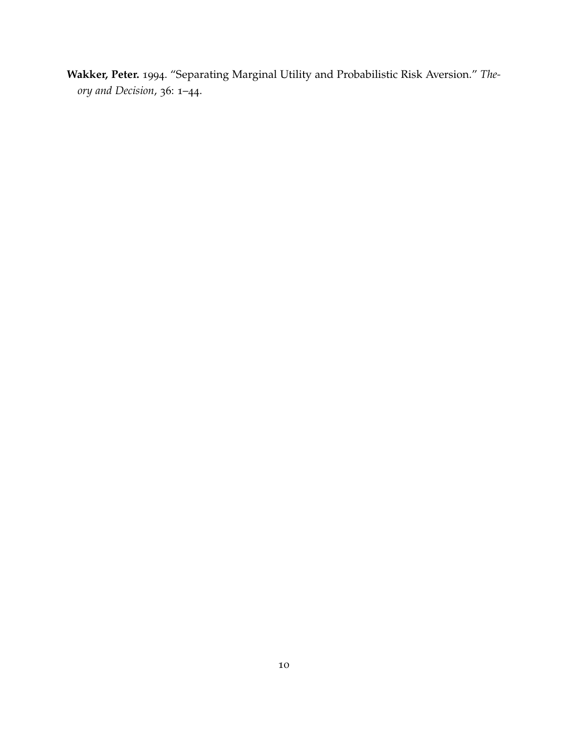**Wakker, Peter.** 1994. "Separating Marginal Utility and Probabilistic Risk Aversion." *Theory and Decision*, 36: 1–44.